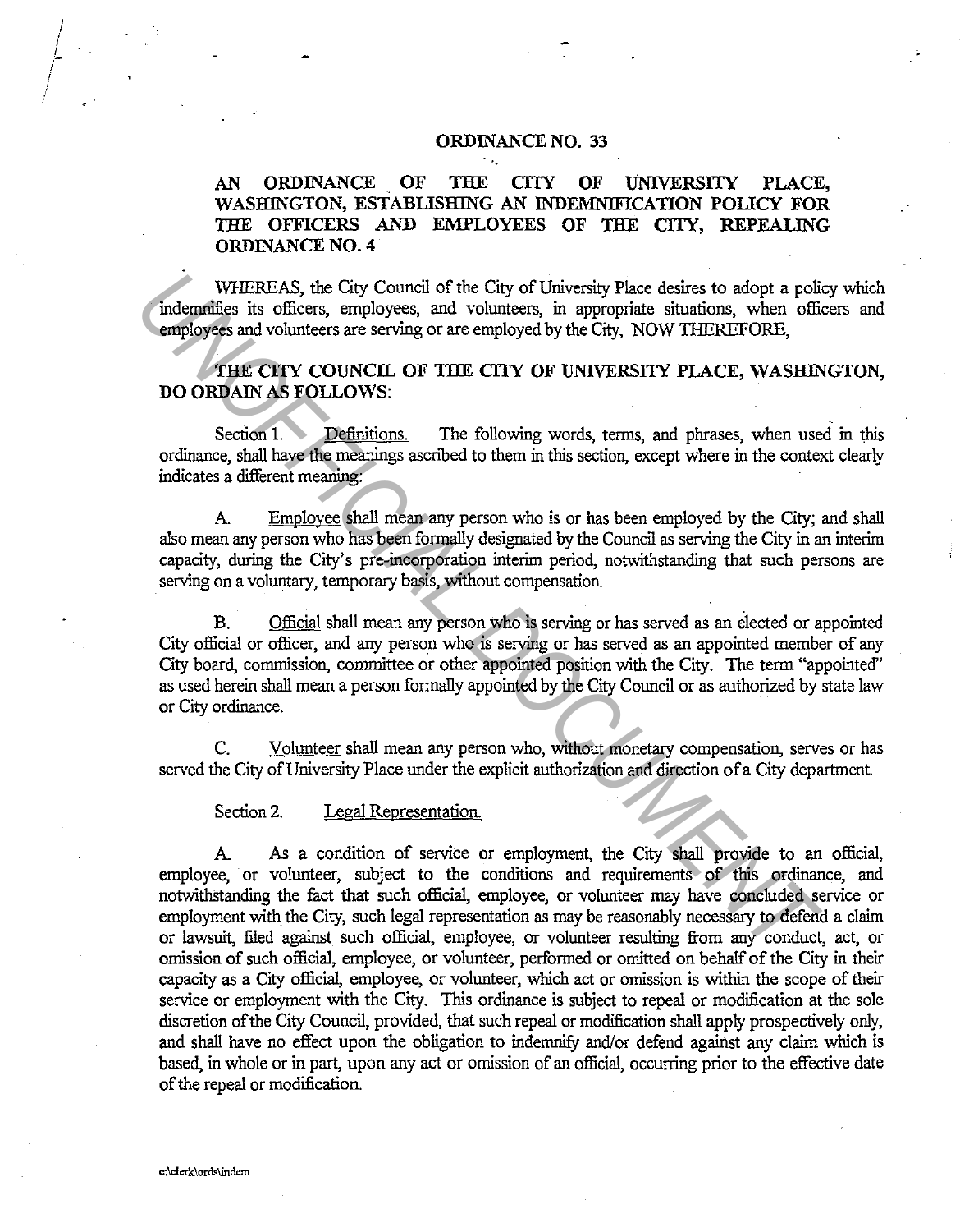# ORDINANCE NO. 33

## AN ORDINANCE OF THE CITY OF UNIVERSITY PLACE, WASHINGTON, ESTABLISHING AN INDEMNIFICATION POLICY FOR THE OFFICERS AND EMPLOYEES OF THE CITY, REPEALING ORDINANCE NO. 4

WHEREAS, the City Council of the City of University Place desires to adopt a policy which indemnifies its officers, employees, and volunteers, in appropriate situations, when officers and employees and volunteers are serving or are employed by the City, NOW THEREFORE,

**THE CITY COUNCIL OF THE CITY OF UNIVERSITY PLACE, WASHINGTON, DO ORDAIN AS FOLLOWS:**

Section 1. Definitions. The following words, terms, and phrases, when used in this ordinance, shall have the meanings ascribed to them in this section, except where in the context clearly indicates a different meaning:

A. Employee shall mean any person who is or has been employed by the City; and shall also mean any person who has been formally designated by the Council as serving the City in an interim capacity, during the City's pre-incorporation interim period, notwithstanding that such persons are serving on a voluntary, temporary basis, without compensation.

B. Official shall mean any person who is serving or has served as an elected or appointed City official or officer, and any person who is serving or has served as an appointed member of any City board, commission, committee or other appointed position with the City. The term "appointed" as used herein shall mean a person formally appointed by the City Council or as authorized by state law or City ordinance.

C. Volunteer shall mean any person who, without monetary compensation, serves or has served the City of University Place under the explicit authorization and direction of a City department.

Section 2. Legal Representation.

A. As a condition of service or employment, the City shall provide to an official, employee, or volunteer, subject to the conditions and requirements of this ordinance, and notwithstanding the fact that such official, employee, or volunteer may have concluded service or employment with the City, such legal representation as may be reasonably necessary to defend a claim or lawsuit, filed against such official, employee, or volunteer resulting from any conduct, act, or omission of such official, employee, or volunteer, performed or omitted on behalf of the City in their capacity as a City official, employee, or volunteer, which act or omission is within the scope of their service or employment with the City. This ordinance is subject to repeal or modification at the sole discretion of the City Council, provided, that such repeal or modification shall apply prospectively only, and shall have no effect upon the obligation to indemnify and/or defend against any claim which is based, in whole or in part, upon any act or omission of an official, occurring prior to the effective date of the repeal or modification.

c:\clerk\ords\indem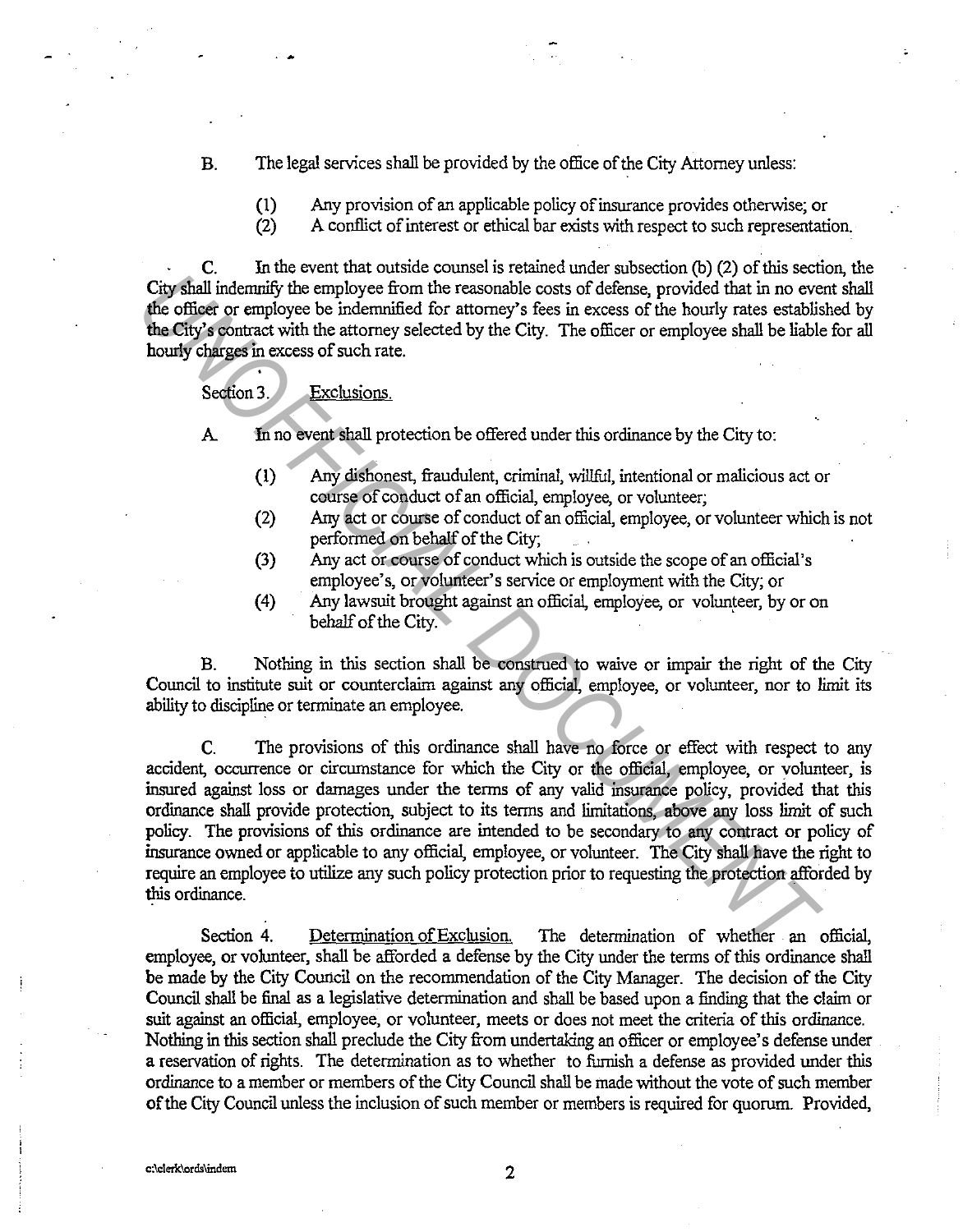B. The legal services shall be provided by the office of the City Attorney unless:

(1) Any provision of an applicable policy of insurance provides otherwise; or
(2) A conflict of interest or ethical bar exists with respect to such representation.

C. In the event that outside counsel is retained under subsection (b) (2) of this section, the City shall indemnify the employee from the reasonable costs of defense, provided that in no event shall the officer or employee be indemnified for attorney's fees in excess of the hourly rates established by the City's contract with the attorney selected by the City. The officer or employee shall be liable for all hourly charges in excess of such rate.

Section 3. Exclusions.

A. In no event shall protection be offered under this ordinance by the City to:

(1) Any dishonest, fraudulent, criminal, willful, intentional or malicious act or course of conduct of an official, employee, or volunteer;
(2) Any act or course of conduct of an official, employee, or volunteer which is not performed on behalf of the City;
(3) Any act or course of conduct which is outside the scope of an official's employee's, or volunteer's service or employment with the City; or
(4) Any lawsuit brought against an official, employee, or volunteer, by or on behalf of the City.

B. Nothing in this section shall be construed to waive or impair the right of the City Council to institute suit or counterclaim against any official, employee, or volunteer, nor to limit its ability to discipline or terminate an employee.

C. The provisions of this ordinance shall have no force or effect with respect to any accident, occurrence or circumstance for which the City or the official, employee, or volunteer, is insured against loss or damages under the terms of any valid insurance policy, provided that this ordinance shall provide protection, subject to its terms and limitations, above any loss limit of such policy. The provisions of this ordinance are intended to be secondary to any contract or policy of insurance owned or applicable to any official, employee, or volunteer. The City shall have the right to require an employee to utilize any such policy protection prior to requesting the protection afforded by this ordinance.

Section 4. Determination of Exclusion. The determination of whether an official, employee, or volunteer, shall be afforded a defense by the City under the terms of this ordinance shall be made by the City Council on the recommendation of the City Manager. The decision of the City Council shall be final as a legislative determination and shall be based upon a finding that the claim or suit against an official, employee, or volunteer, meets or does not meet the criteria of this ordinance. Nothing in this section shall preclude the City from undertaking an officer or employee's defense under a reservation of rights. The determination as to whether to furnish a defense as provided under this ordinance to a member or members of the City Council shall be made without the vote of such member of the City Council unless the inclusion of such member or members is required for quorum. Provided,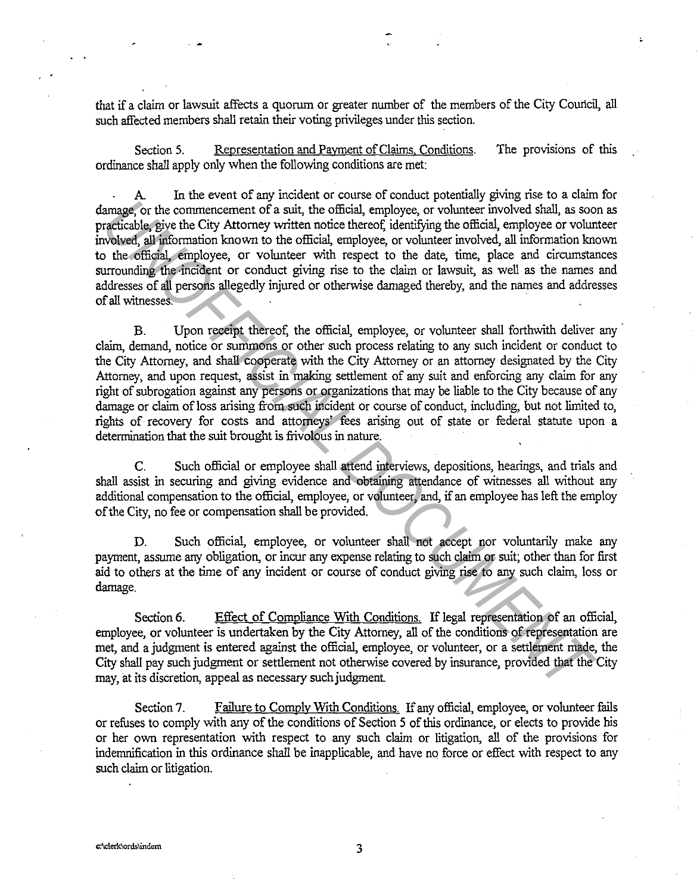that if a claim or lawsuit affects a quorum or greater number of the members of the City Council, all such affected members shall retain their voting privileges under this section.

Section 5. Representation and Payment of Claims, Conditions. The provisions of this ordinance shall apply only when the following conditions are met:

A. In the event of any incident or course of conduct potentially giving rise to a claim for damage, or the commencement of a suit, the official, employee, or volunteer involved shall, as soon as practicable, give the City Attorney written notice thereof, identifying the official, employee or volunteer involved, all information known to the official, employee, or volunteer involved, all information known to the official, employee, or volunteer with respect to the date, time, place and circumstances surrounding the incident or conduct giving rise to the claim or lawsuit, as well as the names and addresses of all persons allegedly injured or otherwise damaged thereby, and the names and addresses of all witnesses.

B. Upon receipt thereof, the official, employee, or volunteer shall forthwith deliver any claim, demand, notice or summons or other such process relating to any such incident or conduct to the City Attorney, and shall cooperate with the City Attorney or an attorney designated by the City Attorney, and upon request, assist in making settlement of any suit and enforcing any claim for any right of subrogation against any persons or organizations that may be liable to the City because of any damage or claim of loss arising from such incident or course of conduct, including, but not limited to, rights of recovery for costs and attorneys' fees arising out of state or federal statute upon a determination that the suit brought is frivolous in nature.

C. Such official or employee shall attend interviews, depositions, hearings, and trials and shall assist in securing and giving evidence and obtaining attendance of witnesses all without any additional compensation to the official, employee, or volunteer, and, if an employee has left the employ of the City, no fee or compensation shall be provided.

D. Such official, employee, or volunteer shall not accept nor voluntarily make any payment, assume any obligation, or incur any expense relating to such claim or suit; other than for first aid to others at the time of any incident or course of conduct giving rise to any such claim, loss or damage.

Section 6. Effect of Compliance With Conditions. If legal representation of an official, employee, or volunteer is undertaken by the City Attorney, all of the conditions of representation are met, and a judgment is entered against the official, employee, or volunteer, or a settlement made, the City shall pay such judgment or settlement not otherwise covered by insurance, provided that the City may, at its discretion, appeal as necessary such judgment.

Section 7. Failure to Comply With Conditions. If any official, employee, or volunteer fails or refuses to comply with any of the conditions of Section 5 of this ordinance, or elects to provide his or her own representation with respect to any such claim or litigation, all of the provisions for indemnification in this ordinance shall be inapplicable, and have no force or effect with respect to any such claim or litigation.

c:\clerk\ords\indem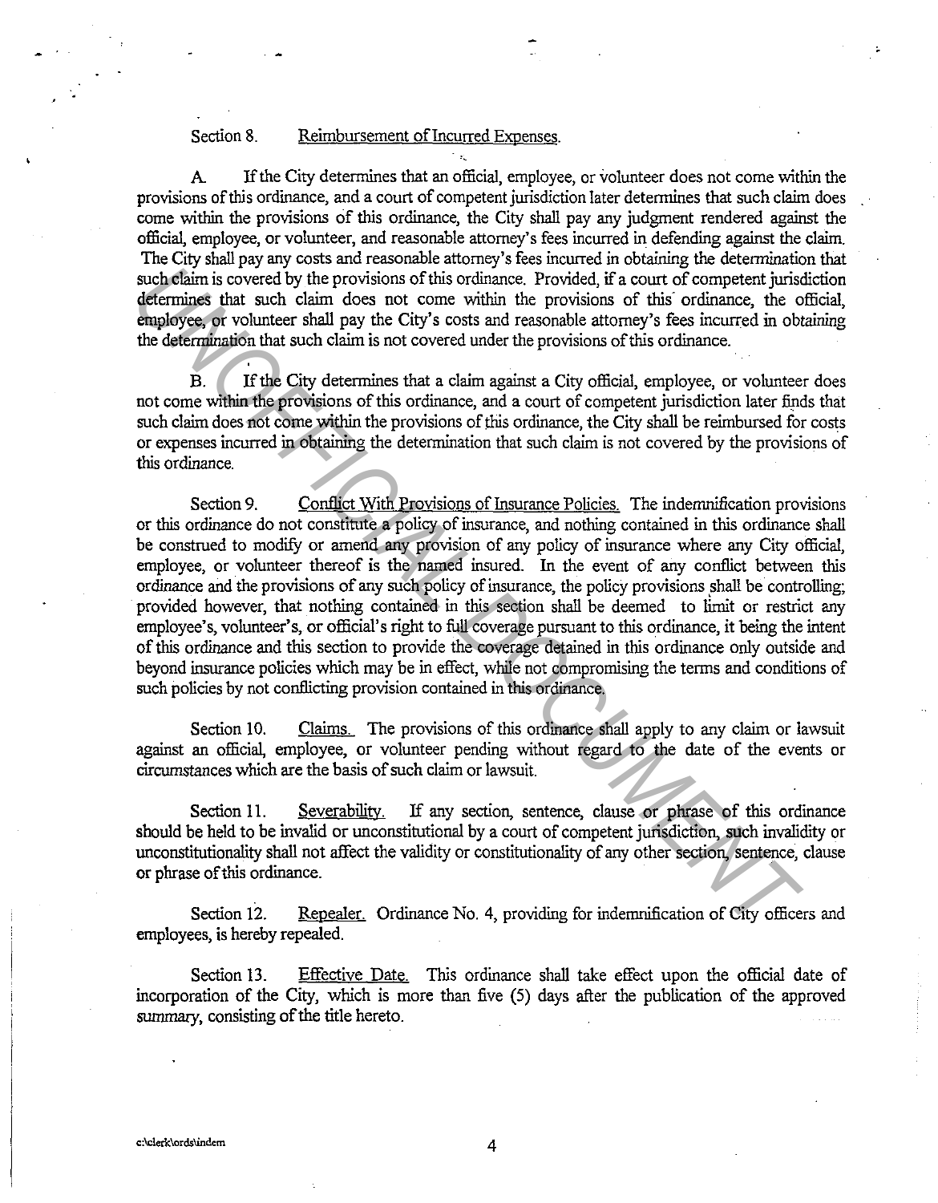Section 8. Reimbursement of Incurred Expenses.

A. If the City determines that an official, employee, or volunteer does not come within the provisions of this ordinance, and a court of competent jurisdiction later determines that such claim does come within the provisions of this ordinance, the City shall pay any judgment rendered against the official, employee, or volunteer, and reasonable attorney's fees incurred in defending against the claim. The City shall pay any costs and reasonable attorney's fees incurred in obtaining the determination that such claim is covered by the provisions of this ordinance. Provided, if a court of competent jurisdiction determines that such claim does not come within the provisions of this ordinance, the official, employee, or volunteer shall pay the City's costs and reasonable attorney's fees incurred in obtaining the determination that such claim is not covered under the provisions of this ordinance.

B. If the City determines that a claim against a City official, employee, or volunteer does not come within the provisions of this ordinance, and a court of competent jurisdiction later finds that such claim does not come within the provisions of this ordinance, the City shall be reimbursed for costs or expenses incurred in obtaining the determination that such claim is not covered by the provisions of this ordinance.

Section 9. Conflict With Provisions of Insurance Policies. The indemnification provisions or this ordinance do not constitute a policy of insurance, and nothing contained in this ordinance shall be construed to modify or amend any provision of any policy of insurance where any City official, employee, or volunteer thereof is the named insured. In the event of any conflict between this ordinance and the provisions of any such policy of insurance, the policy provisions shall be controlling; provided however, that nothing contained in this section shall be deemed to limit or restrict any employee's, volunteer's, or official's right to full coverage pursuant to this ordinance, it being the intent of this ordinance and this section to provide the coverage detained in this ordinance only outside and beyond insurance policies which may be in effect, while not compromising the terms and conditions of such policies by not conflicting provision contained in this ordinance.

Section 10. Claims. The provisions of this ordinance shall apply to any claim or lawsuit against an official, employee, or volunteer pending without regard to the date of the events or circumstances which are the basis of such claim or lawsuit.

Section 11. Severability. If any section, sentence, clause or phrase of this ordinance should be held to be invalid or unconstitutional by a court of competent jurisdiction, such invalidity or unconstitutionality shall not affect the validity or constitutionality of any other section, sentence, clause or phrase of this ordinance.

Section 12. Repealer. Ordinance No. 4, providing for indemnification of City officers and employees, is hereby repealed.

Section 13. Effective Date. This ordinance shall take effect upon the official date of incorporation of the City, which is more than five (5) days after the publication of the approved summary, consisting of the title hereto.

c:\clerk\ords\indem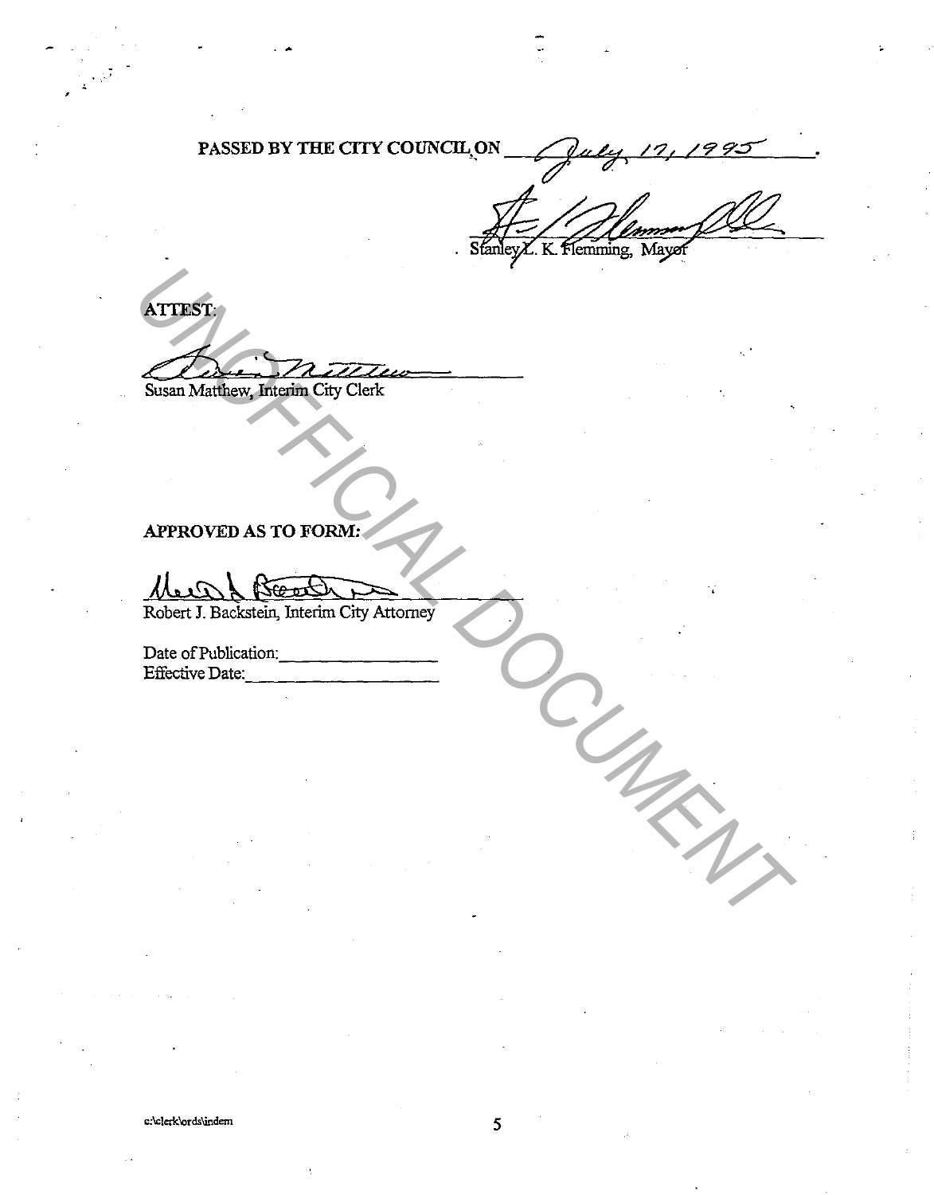PASSED BY THE CITY COUNCIL ON July 17, 1995.

Stanley L. K. Flemming, Mayor

**ATTEST:**

Susan Matthew, Interim City Clerk

**APPROVED AS TO FORM:**

Robert J. Backstein, Interim City Attorney

Date of Publication: \_\_\_\_\_\_\_\_\_\_\_\_\_\_\_\_

Effective Date: \_\_\_\_\_\_\_\_\_\_\_\_\_\_\_\_\_\_\_

c:\clerk\ords\indem